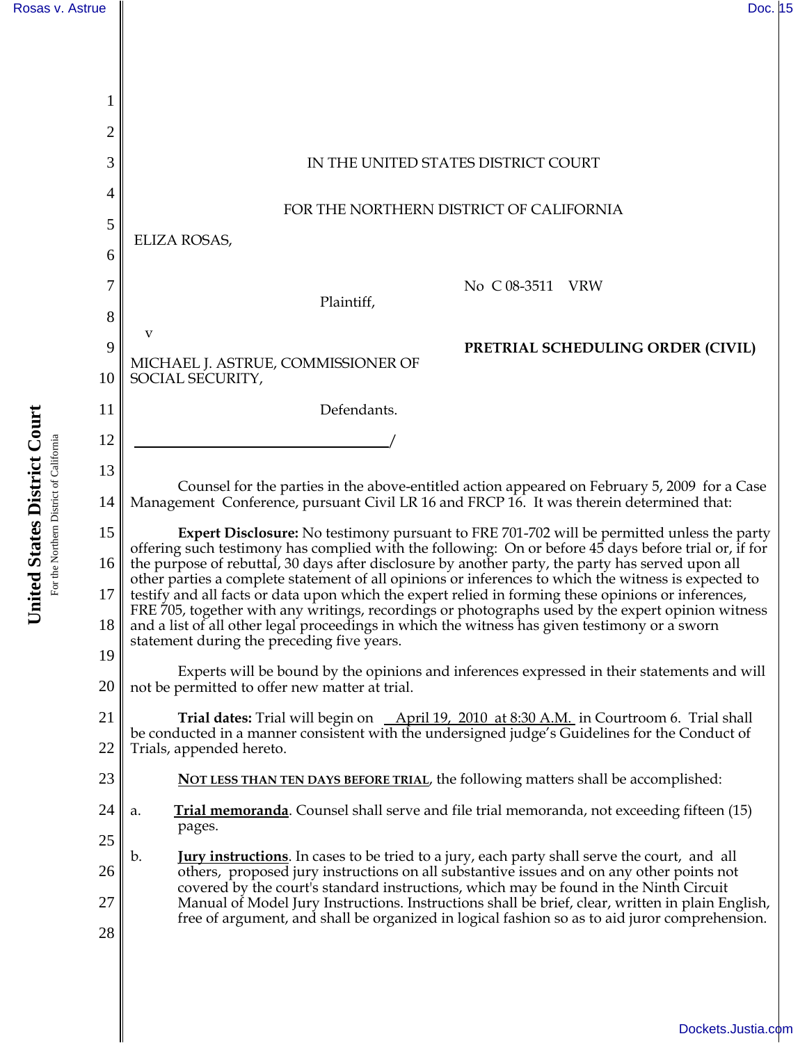IN THE UNITED STATES DISTRICT COURT

FOR THE NORTHERN DISTRICT OF CALIFORNIA

ELIZA ROSAS,

Plaintiff,

v

MICHAEL J. ASTRUE, COMMISSIONER OF SOCIAL SECURITY,

Defendants.

No C 08-3511 VRW

**PRETRIAL SCHEDULING ORDER (CIVIL)**

Counsel for the parties in the above-entitled action appeared on February 5, 2009 for a Case Management Conference, pursuant Civil LR 16 and FRCP 16. It was therein determined that:

**Expert Disclosure:** No testimony pursuant to FRE 701-702 will be permitted unless the party offering such testimony has complied with the following: On or before 45 days before trial or, if for the purpose of rebuttal, 30 days after disclosure by another party, the party has served upon all other parties a complete statement of all opinions or inferences to which the witness is expected to testify and all facts or data upon which the expert relied in forming these opinions or inferences, FRE 705, together with any writings, recordings or photographs used by the expert opinion witness and a list of all other legal proceedings in which the witness has given testimony or a sworn statement during the preceding five years.

Experts will be bound by the opinions and inferences expressed in their statements and will not be permitted to offer new matter at trial.

**Trial dates:** Trial will begin on April 19, 2010 at 8:30 A.M. in Courtroom 6. Trial shall be conducted in a manner consistent with the undersigned judge's Guidelines for the Conduct of Trials, appended hereto.

NOT LESS THAN TEN DAYS BEFORE TRIAL, the following matters shall be accomplished:

a. **Trial memoranda**. Counsel shall serve and file trial memoranda, not exceeding fifteen (15) pages.

b. **Jury instructions**. In cases to be tried to a jury, each party shall serve the court, and all others, proposed jury instructions on all substantive issues and on any other points not covered by the court's standard instructions, which may be found in the Ninth Circuit Manual of Model Jury Instructions. Instructions shall be brief, clear, written in plain English, free of argument, and shall be organized in logical fashion so as to aid juror comprehension.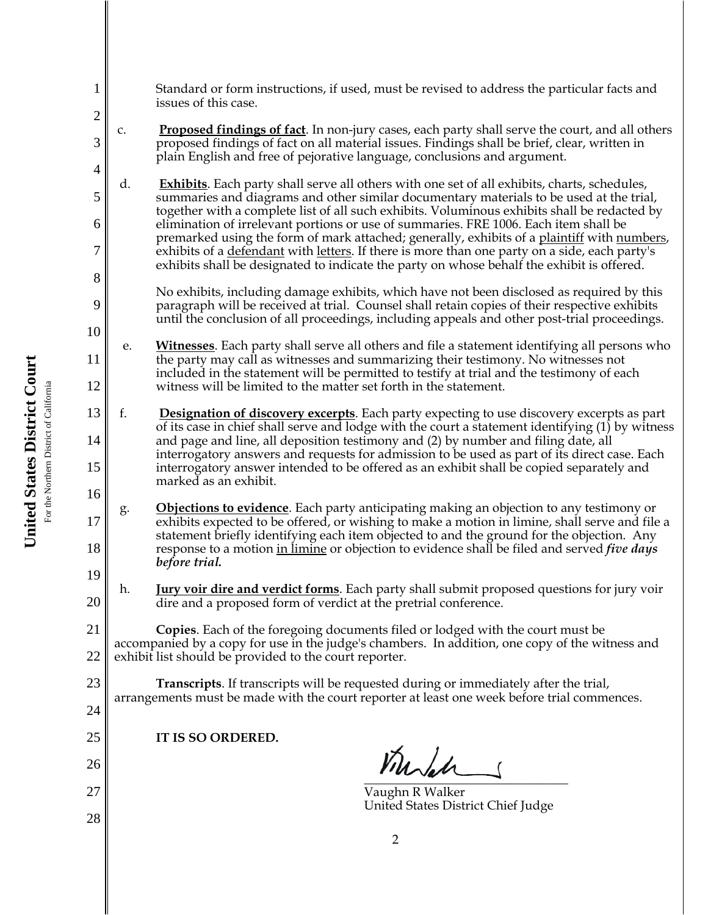Standard or form instructions, if used, must be revised to address the particular facts and issues of this case.

c. **Proposed findings of fact**. In non-jury cases, each party shall serve the court, and all others proposed findings of fact on all material issues. Findings shall be brief, clear, written in plain English and free of pejorative language, conclusions and argument.

d. **Exhibits**. Each party shall serve all others with one set of all exhibits, charts, schedules, summaries and diagrams and other similar documentary materials to be used at the trial, together with a complete list of all such exhibits. Voluminous exhibits shall be redacted by elimination of irrelevant portions or use of summaries. FRE 1006. Each item shall be premarked using the form of mark attached; generally, exhibits of a plaintiff with numbers, exhibits of a defendant with letters. If there is more than one party on a side, each party's exhibits shall be designated to indicate the party on whose behalf the exhibit is offered.

No exhibits, including damage exhibits, which have not been disclosed as required by this paragraph will be received at trial. Counsel shall retain copies of their respective exhibits until the conclusion of all proceedings, including appeals and other post-trial proceedings.

e. **Witnesses**. Each party shall serve all others and file a statement identifying all persons who the party may call as witnesses and summarizing their testimony. No witnesses not included in the statement will be permitted to testify at trial and the testimony of each witness will be limited to the matter set forth in the statement.

f. **Designation of discovery excerpts**. Each party expecting to use discovery excerpts as part of its case in chief shall serve and lodge with the court a statement identifying (1) by witness and page and line, all deposition testimony and (2) by number and filing date, all interrogatory answers and requests for admission to be used as part of its direct case. Each interrogatory answer intended to be offered as an exhibit shall be copied separately and marked as an exhibit.

g. **Objections to evidence**. Each party anticipating making an objection to any testimony or exhibits expected to be offered, or wishing to make a motion in limine, shall serve and file a statement briefly identifying each item objected to and the ground for the objection. Any response to a motion in limine or objection to evidence shall be filed and served ***five days before trial.***

h. **Jury voir dire and verdict forms**. Each party shall submit proposed questions for jury voir dire and a proposed form of verdict at the pretrial conference.

**Copies**. Each of the foregoing documents filed or lodged with the court must be accompanied by a copy for use in the judge's chambers. In addition, one copy of the witness and exhibit list should be provided to the court reporter.

**Transcripts**. If transcripts will be requested during or immediately after the trial, arrangements must be made with the court reporter at least one week before trial commences.

**IT IS SO ORDERED.**

Vaughn R Walker
United States District Chief Judge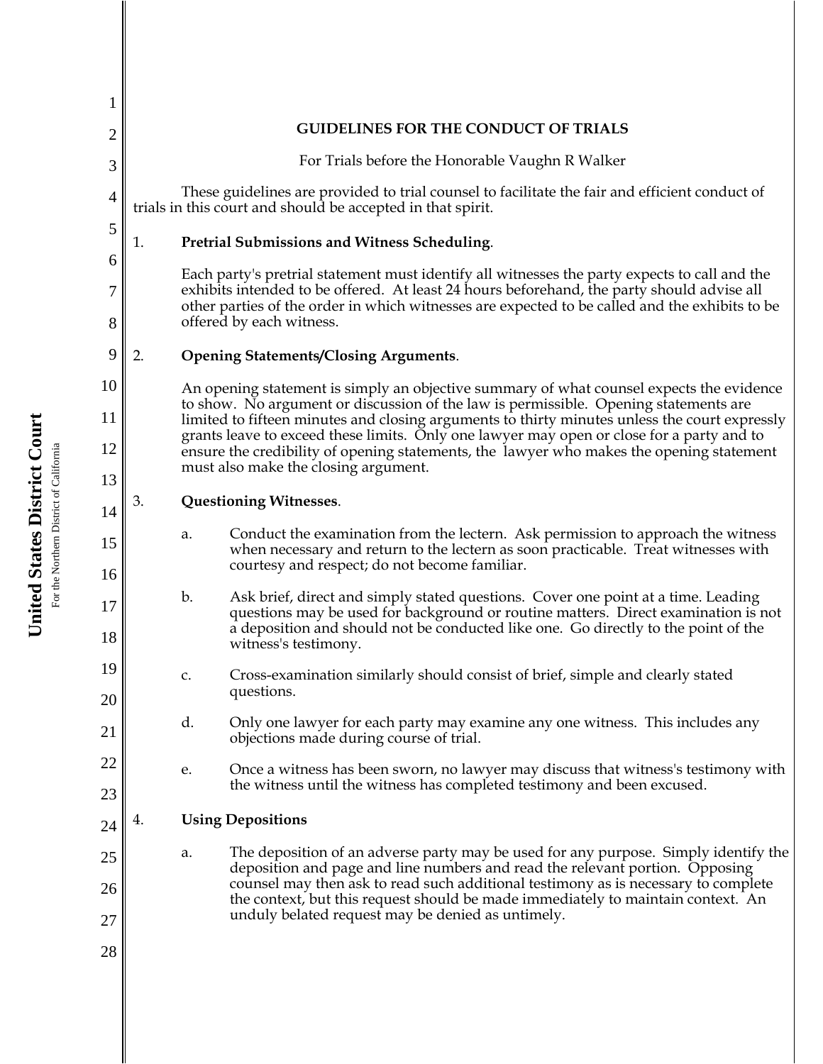## GUIDELINES FOR THE CONDUCT OF TRIALS

For Trials before the Honorable Vaughn R Walker

These guidelines are provided to trial counsel to facilitate the fair and efficient conduct of trials in this court and should be accepted in that spirit.

1. **Pretrial Submissions and Witness Scheduling**.

   Each party's pretrial statement must identify all witnesses the party expects to call and the exhibits intended to be offered. At least 24 hours beforehand, the party should advise all other parties of the order in which witnesses are expected to be called and the exhibits to be offered by each witness.

2. **Opening Statements/Closing Arguments**.

   An opening statement is simply an objective summary of what counsel expects the evidence to show. No argument or discussion of the law is permissible. Opening statements are limited to fifteen minutes and closing arguments to thirty minutes unless the court expressly grants leave to exceed these limits. Only one lawyer may open or close for a party and to ensure the credibility of opening statements, the lawyer who makes the opening statement must also make the closing argument.

3. **Questioning Witnesses**.

   a. Conduct the examination from the lectern. Ask permission to approach the witness when necessary and return to the lectern as soon practicable. Treat witnesses with courtesy and respect; do not become familiar.

   b. Ask brief, direct and simply stated questions. Cover one point at a time. Leading questions may be used for background or routine matters. Direct examination is not a deposition and should not be conducted like one. Go directly to the point of the witness's testimony.

   c. Cross-examination similarly should consist of brief, simple and clearly stated questions.

   d. Only one lawyer for each party may examine any one witness. This includes any objections made during course of trial.

   e. Once a witness has been sworn, no lawyer may discuss that witness's testimony with the witness until the witness has completed testimony and been excused.

4. **Using Depositions**

   a. The deposition of an adverse party may be used for any purpose. Simply identify the deposition and page and line numbers and read the relevant portion. Opposing counsel may then ask to read such additional testimony as is necessary to complete the context, but this request should be made immediately to maintain context. An unduly belated request may be denied as untimely.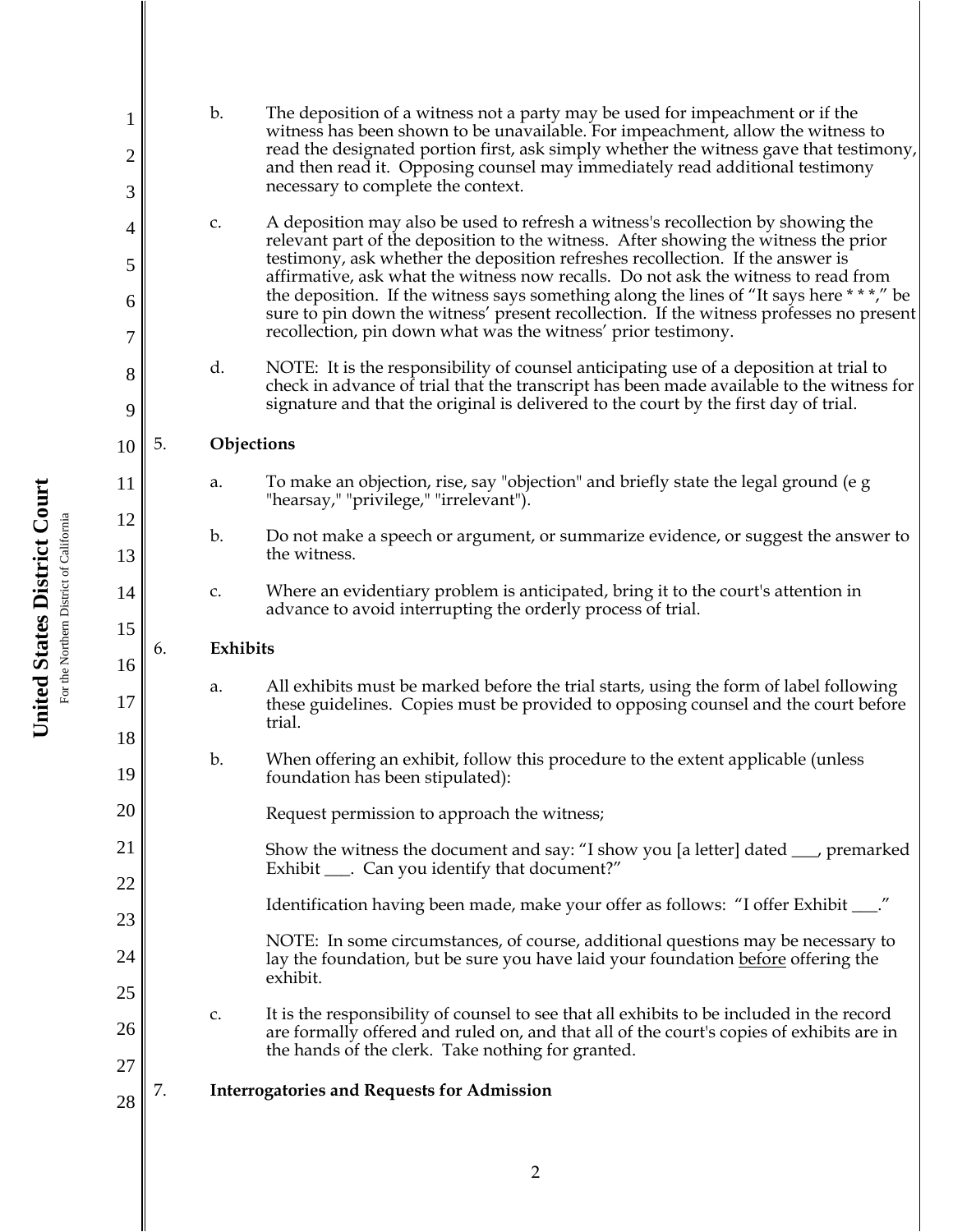b. The deposition of a witness not a party may be used for impeachment or if the witness has been shown to be unavailable. For impeachment, allow the witness to read the designated portion first, ask simply whether the witness gave that testimony, and then read it. Opposing counsel may immediately read additional testimony necessary to complete the context.

c. A deposition may also be used to refresh a witness's recollection by showing the relevant part of the deposition to the witness. After showing the witness the prior testimony, ask whether the deposition refreshes recollection. If the answer is affirmative, ask what the witness now recalls. Do not ask the witness to read from the deposition. If the witness says something along the lines of "It says here * * *," be sure to pin down the witness' present recollection. If the witness professes no present recollection, pin down what was the witness' prior testimony.

d. NOTE: It is the responsibility of counsel anticipating use of a deposition at trial to check in advance of trial that the transcript has been made available to the witness for signature and that the original is delivered to the court by the first day of trial.

5. **Objections**

a. To make an objection, rise, say "objection" and briefly state the legal ground (e g "hearsay," "privilege," "irrelevant").

b. Do not make a speech or argument, or summarize evidence, or suggest the answer to the witness.

c. Where an evidentiary problem is anticipated, bring it to the court's attention in advance to avoid interrupting the orderly process of trial.

6. **Exhibits**

a. All exhibits must be marked before the trial starts, using the form of label following these guidelines. Copies must be provided to opposing counsel and the court before trial.

b. When offering an exhibit, follow this procedure to the extent applicable (unless foundation has been stipulated):

Request permission to approach the witness;

Show the witness the document and say: "I show you [a letter] dated ___, premarked Exhibit ___. Can you identify that document?"

Identification having been made, make your offer as follows: "I offer Exhibit ___."

NOTE: In some circumstances, of course, additional questions may be necessary to lay the foundation, but be sure you have laid your foundation <u>before</u> offering the exhibit.

c. It is the responsibility of counsel to see that all exhibits to be included in the record are formally offered and ruled on, and that all of the court's copies of exhibits are in the hands of the clerk. Take nothing for granted.

7. **Interrogatories and Requests for Admission**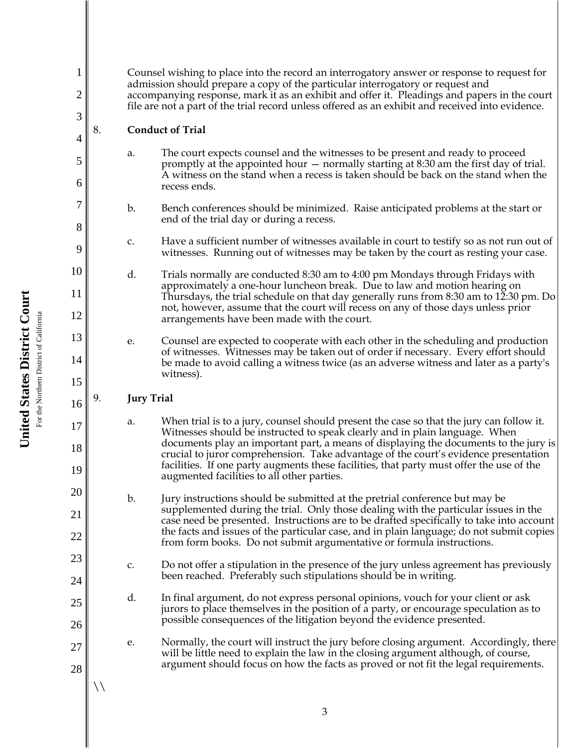Counsel wishing to place into the record an interrogatory answer or response to request for admission should prepare a copy of the particular interrogatory or request and accompanying response, mark it as an exhibit and offer it. Pleadings and papers in the court file are not a part of the trial record unless offered as an exhibit and received into evidence.

8. **Conduct of Trial**

a. The court expects counsel and the witnesses to be present and ready to proceed promptly at the appointed hour — normally starting at 8:30 am the first day of trial. A witness on the stand when a recess is taken should be back on the stand when the recess ends.

b. Bench conferences should be minimized. Raise anticipated problems at the start or end of the trial day or during a recess.

c. Have a sufficient number of witnesses available in court to testify so as not run out of witnesses. Running out of witnesses may be taken by the court as resting your case.

d. Trials normally are conducted 8:30 am to 4:00 pm Mondays through Fridays with approximately a one-hour luncheon break. Due to law and motion hearing on Thursdays, the trial schedule on that day generally runs from 8:30 am to 12:30 pm. Do not, however, assume that the court will recess on any of those days unless prior arrangements have been made with the court.

e. Counsel are expected to cooperate with each other in the scheduling and production of witnesses. Witnesses may be taken out of order if necessary. Every effort should be made to avoid calling a witness twice (as an adverse witness and later as a party's witness).

9. **Jury Trial**

a. When trial is to a jury, counsel should present the case so that the jury can follow it. Witnesses should be instructed to speak clearly and in plain language. When documents play an important part, a means of displaying the documents to the jury is crucial to juror comprehension. Take advantage of the court's evidence presentation facilities. If one party augments these facilities, that party must offer the use of the augmented facilities to all other parties.

b. Jury instructions should be submitted at the pretrial conference but may be supplemented during the trial. Only those dealing with the particular issues in the case need be presented. Instructions are to be drafted specifically to take into account the facts and issues of the particular case, and in plain language; do not submit copies from form books. Do not submit argumentative or formula instructions.

c. Do not offer a stipulation in the presence of the jury unless agreement has previously been reached. Preferably such stipulations should be in writing.

d. In final argument, do not express personal opinions, vouch for your client or ask jurors to place themselves in the position of a party, or encourage speculation as to possible consequences of the litigation beyond the evidence presented.

e. Normally, the court will instruct the jury before closing argument. Accordingly, there will be little need to explain the law in the closing argument although, of course, argument should focus on how the facts as proved or not fit the legal requirements.

\\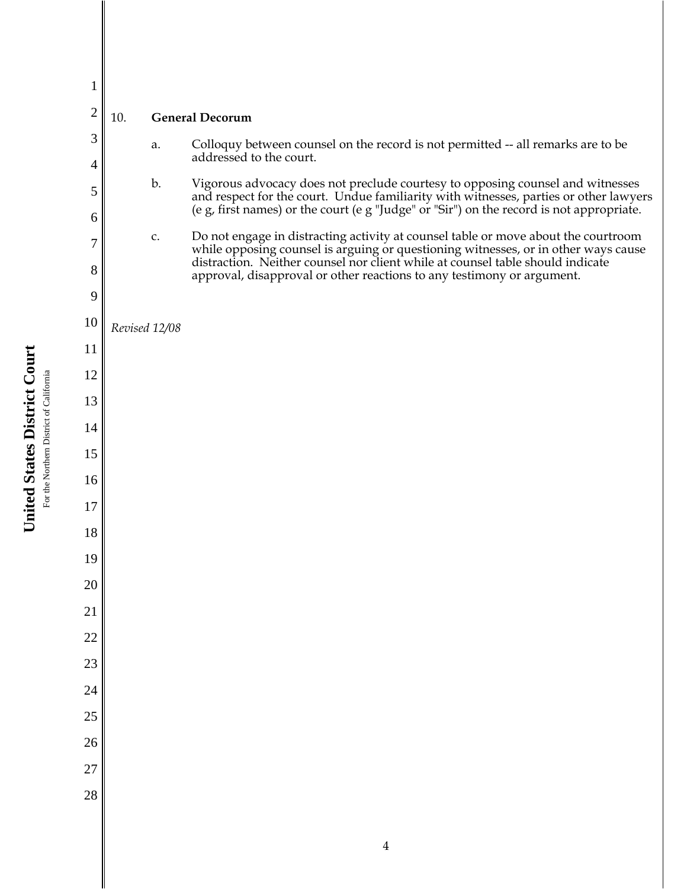10. **General Decorum**

a. Colloquy between counsel on the record is not permitted -- all remarks are to be addressed to the court.

b. Vigorous advocacy does not preclude courtesy to opposing counsel and witnesses and respect for the court. Undue familiarity with witnesses, parties or other lawyers (e g, first names) or the court (e g "Judge" or "Sir") on the record is not appropriate.

c. Do not engage in distracting activity at counsel table or move about the courtroom while opposing counsel is arguing or questioning witnesses, or in other ways cause distraction. Neither counsel nor client while at counsel table should indicate approval, disapproval or other reactions to any testimony or argument.

*Revised 12/08*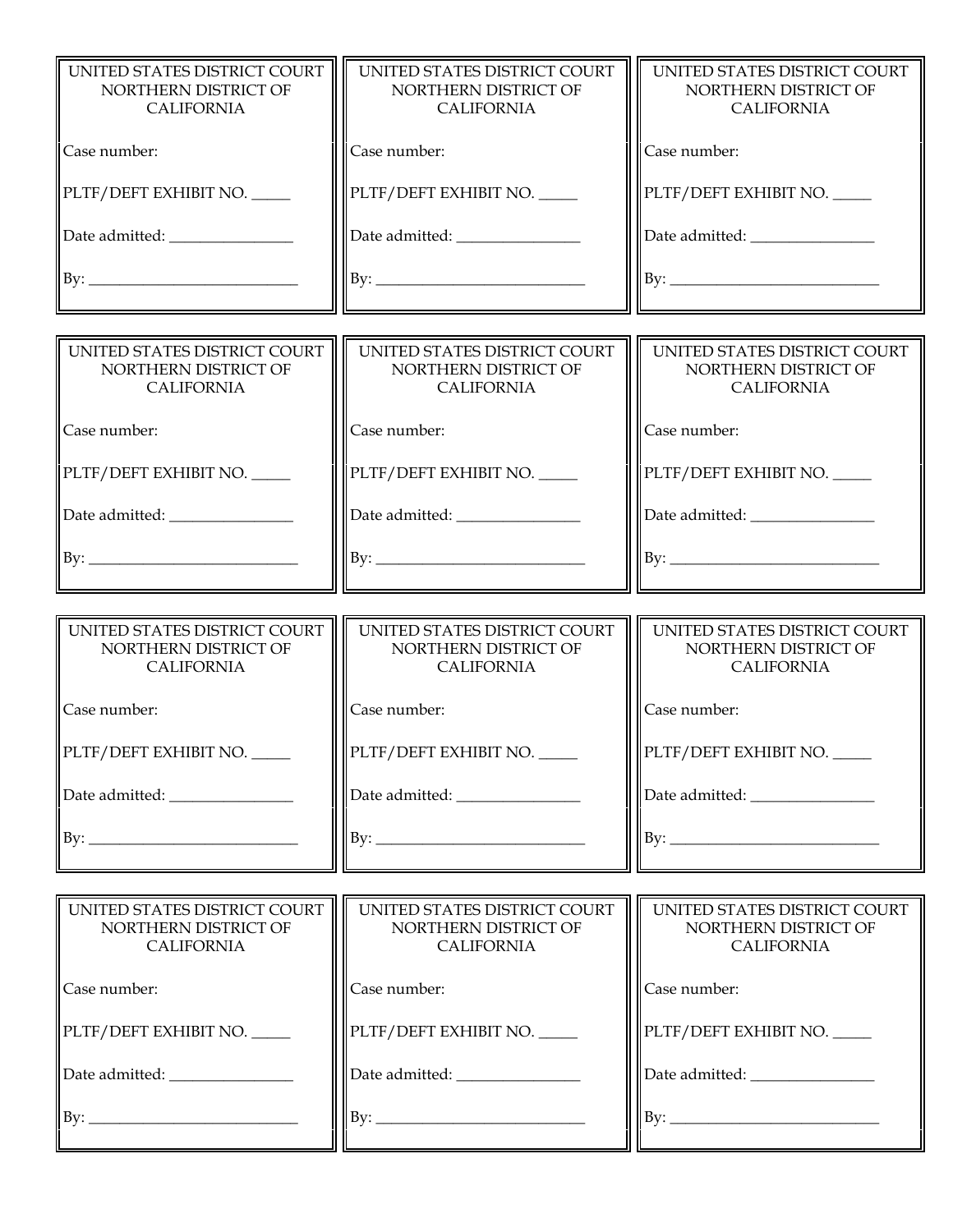UNITED STATES DISTRICT COURT
NORTHERN DISTRICT OF
CALIFORNIA

Case number:

PLTF/DEFT EXHIBIT NO. _____

Date admitted: ________________

By: ____________________________

UNITED STATES DISTRICT COURT
NORTHERN DISTRICT OF
CALIFORNIA

Case number:

PLTF/DEFT EXHIBIT NO. _____

Date admitted: ________________

By: ____________________________

UNITED STATES DISTRICT COURT
NORTHERN DISTRICT OF
CALIFORNIA

Case number:

PLTF/DEFT EXHIBIT NO. _____

Date admitted: ________________

By: ____________________________

UNITED STATES DISTRICT COURT
NORTHERN DISTRICT OF
CALIFORNIA

Case number:

PLTF/DEFT EXHIBIT NO. _____

Date admitted: ________________

By: ____________________________

UNITED STATES DISTRICT COURT
NORTHERN DISTRICT OF
CALIFORNIA

Case number:

PLTF/DEFT EXHIBIT NO. _____

Date admitted: ________________

By: ____________________________

UNITED STATES DISTRICT COURT
NORTHERN DISTRICT OF
CALIFORNIA

Case number:

PLTF/DEFT EXHIBIT NO. _____

Date admitted: ________________

By: ____________________________

UNITED STATES DISTRICT COURT
NORTHERN DISTRICT OF
CALIFORNIA

Case number:

PLTF/DEFT EXHIBIT NO. _____

Date admitted: ________________

By: ____________________________

UNITED STATES DISTRICT COURT
NORTHERN DISTRICT OF
CALIFORNIA

Case number:

PLTF/DEFT EXHIBIT NO. _____

Date admitted: ________________

By: ____________________________

UNITED STATES DISTRICT COURT
NORTHERN DISTRICT OF
CALIFORNIA

Case number:

PLTF/DEFT EXHIBIT NO. _____

Date admitted: ________________

By: ____________________________

UNITED STATES DISTRICT COURT
NORTHERN DISTRICT OF
CALIFORNIA

Case number:

PLTF/DEFT EXHIBIT NO. _____

Date admitted: ________________

By: ____________________________

UNITED STATES DISTRICT COURT
NORTHERN DISTRICT OF
CALIFORNIA

Case number:

PLTF/DEFT EXHIBIT NO. _____

Date admitted: ________________

By: ____________________________

UNITED STATES DISTRICT COURT
NORTHERN DISTRICT OF
CALIFORNIA

Case number:

PLTF/DEFT EXHIBIT NO. _____

Date admitted: ________________

By: ____________________________